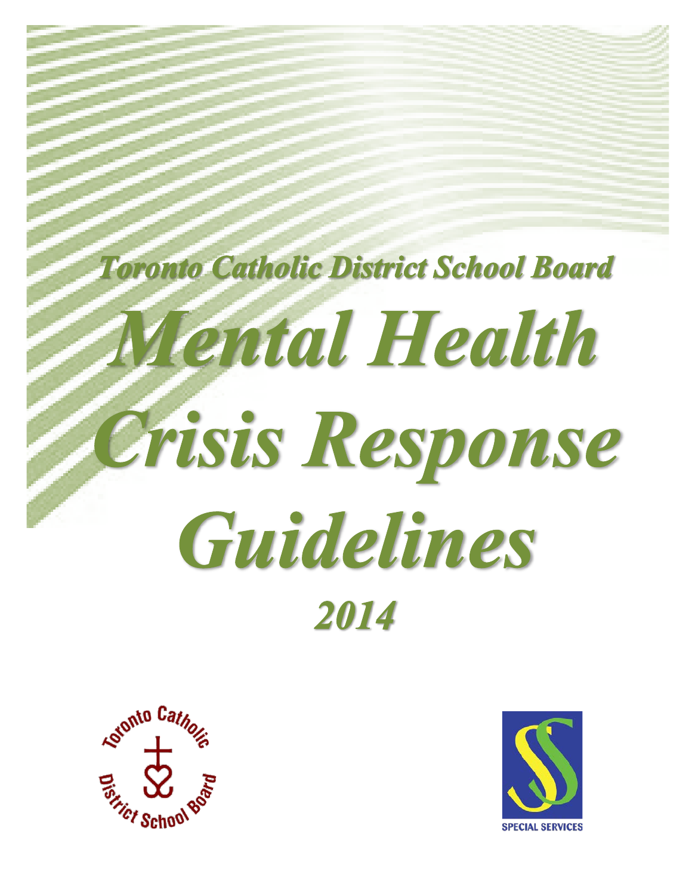# Toronto Catholic District School Board

# Mental Health Crisis Response Guidelines

## 2014

SPECIAL SERVICES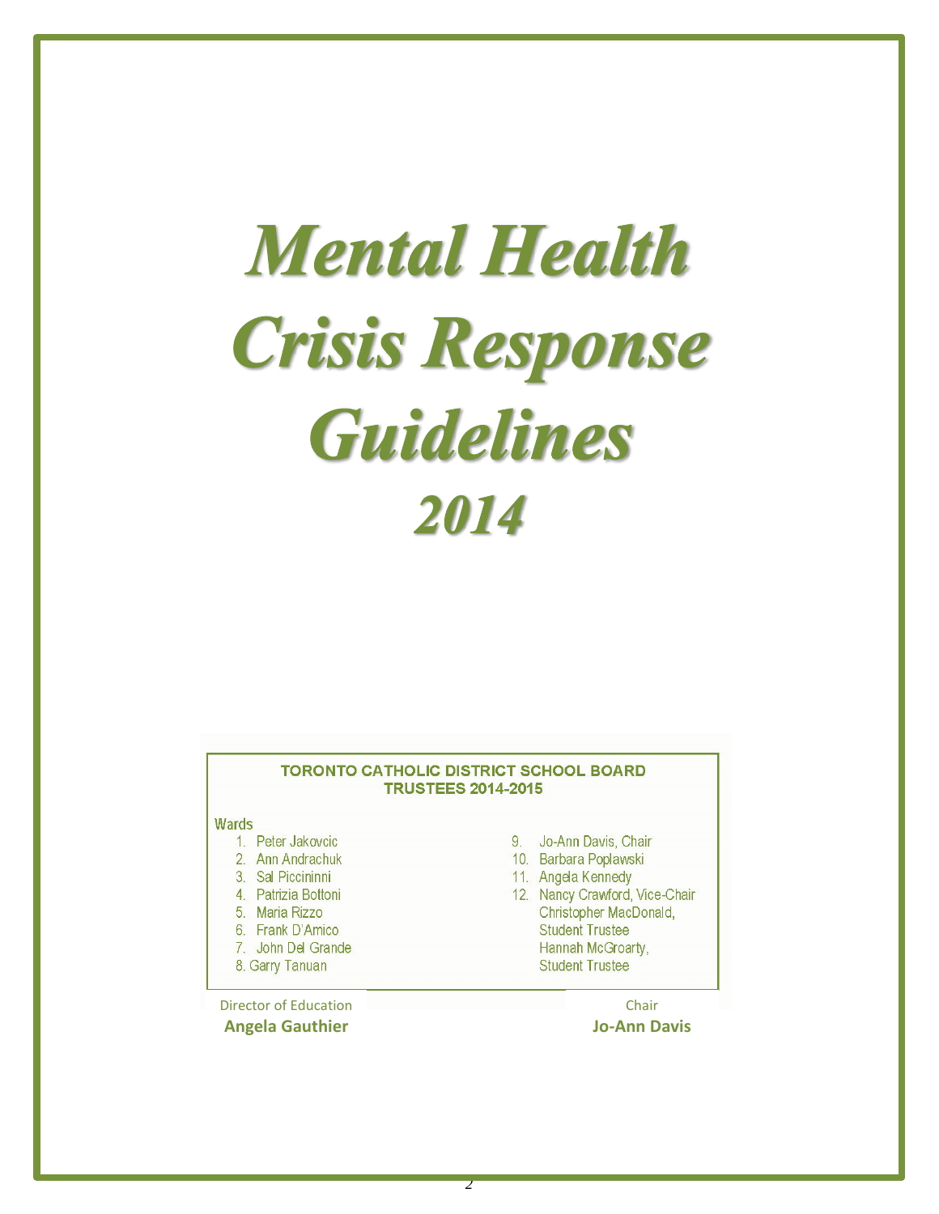# *Mental Health Crisis Response Guidelines 2014*

**TORONTO CATHOLIC DISTRICT SCHOOL BOARD**
**TRUSTEES 2014-2015**

Wards

1. Peter Jakovcic
2. Ann Andrachuk
3. Sal Piccininni
4. Patrizia Bottoni
5. Maria Rizzo
6. Frank D'Amico
7. John Del Grande
8. Garry Tanuan
9. Jo-Ann Davis, Chair
10. Barbara Poplawski
11. Angela Kennedy
12. Nancy Crawford, Vice-Chair

Christopher MacDonald, Student Trustee

Hannah McGroarty, Student Trustee

Director of Education
**Angela Gauthier**

Chair
**Jo-Ann Davis**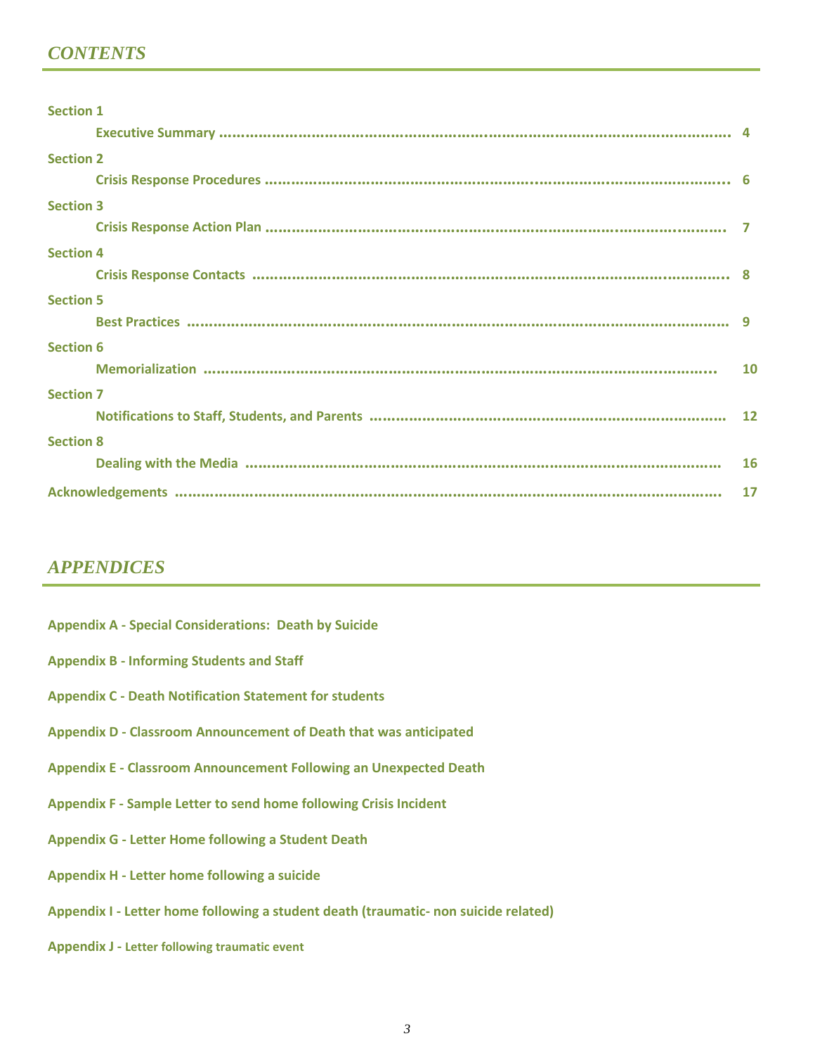## *CONTENTS*

**Section 1**

**Executive Summary ........................................................................................................ 4**

**Section 2**

**Crisis Response Procedures ........................................................................................ 6**

**Section 3**

**Crisis Response Action Plan ........................................................................................ 7**

**Section 4**

**Crisis Response Contacts ........................................................................................ 8**

**Section 5**

**Best Practices ........................................................................................................ 9**

**Section 6**

**Memorialization ........................................................................................................ 10**

**Section 7**

**Notifications to Staff, Students, and Parents ........................................................... 12**

**Section 8**

**Dealing with the Media ........................................................................................ 16**

**Acknowledgements ........................................................................................................ 17**

## *APPENDICES*

**Appendix A - Special Considerations: Death by Suicide**

**Appendix B - Informing Students and Staff**

**Appendix C - Death Notification Statement for students**

**Appendix D - Classroom Announcement of Death that was anticipated**

**Appendix E - Classroom Announcement Following an Unexpected Death**

**Appendix F - Sample Letter to send home following Crisis Incident**

**Appendix G - Letter Home following a Student Death**

**Appendix H - Letter home following a suicide**

**Appendix I - Letter home following a student death (traumatic- non suicide related)**

**Appendix J - Letter following traumatic event**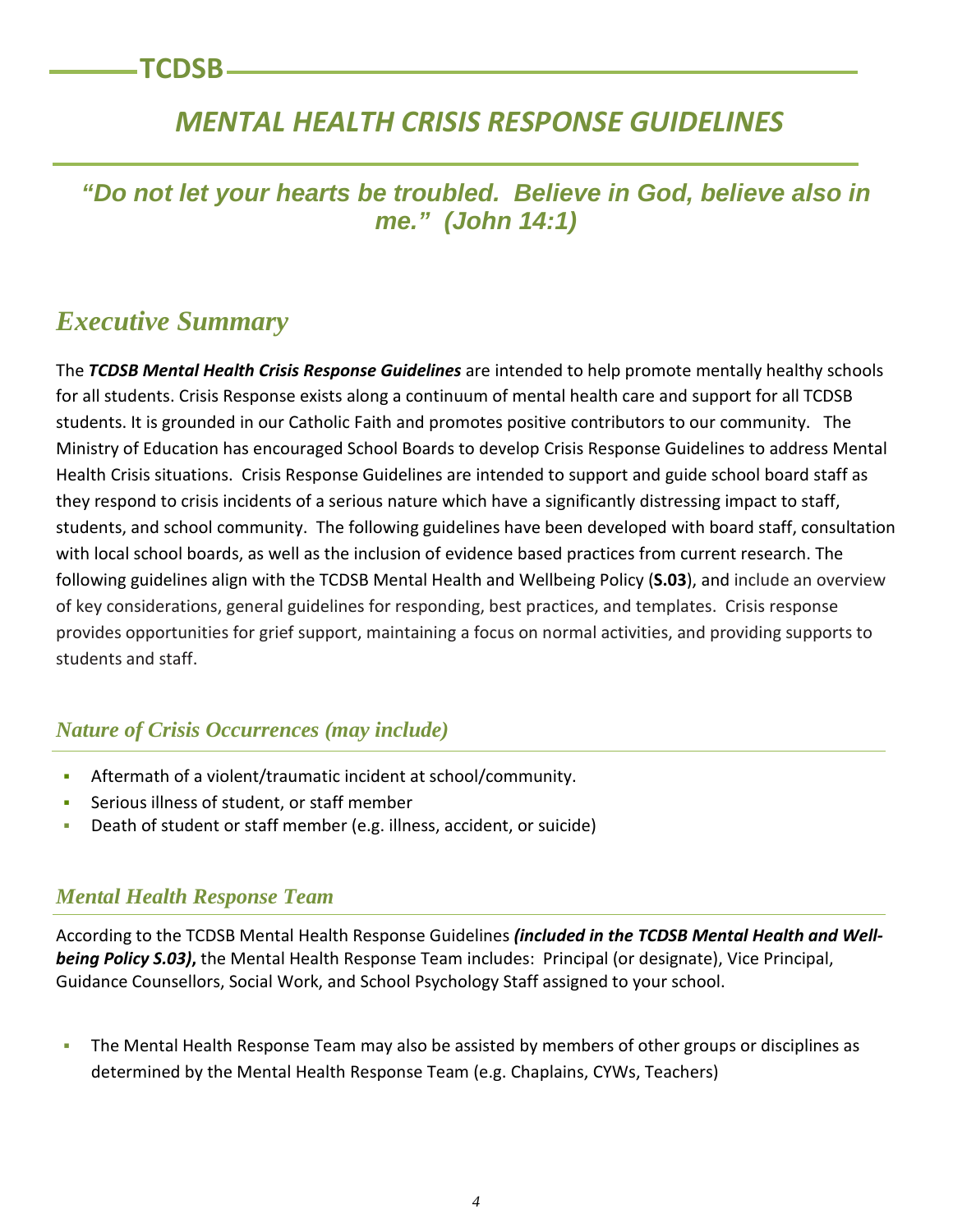# *MENTAL HEALTH CRISIS RESPONSE GUIDELINES*

***"Do not let your hearts be troubled. Believe in God, believe also in me." (John 14:1)***

## *Executive Summary*

The ***TCDSB Mental Health Crisis Response Guidelines*** are intended to help promote mentally healthy schools for all students. Crisis Response exists along a continuum of mental health care and support for all TCDSB students. It is grounded in our Catholic Faith and promotes positive contributors to our community. The Ministry of Education has encouraged School Boards to develop Crisis Response Guidelines to address Mental Health Crisis situations. Crisis Response Guidelines are intended to support and guide school board staff as they respond to crisis incidents of a serious nature which have a significantly distressing impact to staff, students, and school community. The following guidelines have been developed with board staff, consultation with local school boards, as well as the inclusion of evidence based practices from current research. The following guidelines align with the TCDSB Mental Health and Wellbeing Policy (**S.03**), and include an overview of key considerations, general guidelines for responding, best practices, and templates. Crisis response provides opportunities for grief support, maintaining a focus on normal activities, and providing supports to students and staff.

### *Nature of Crisis Occurrences (may include)*

- Aftermath of a violent/traumatic incident at school/community.
- Serious illness of student, or staff member
- Death of student or staff member (e.g. illness, accident, or suicide)

### *Mental Health Response Team*

According to the TCDSB Mental Health Response Guidelines ***(included in the TCDSB Mental Health and Well-being Policy S.03)***, the Mental Health Response Team includes: Principal (or designate), Vice Principal, Guidance Counsellors, Social Work, and School Psychology Staff assigned to your school.

- The Mental Health Response Team may also be assisted by members of other groups or disciplines as determined by the Mental Health Response Team (e.g. Chaplains, CYWs, Teachers)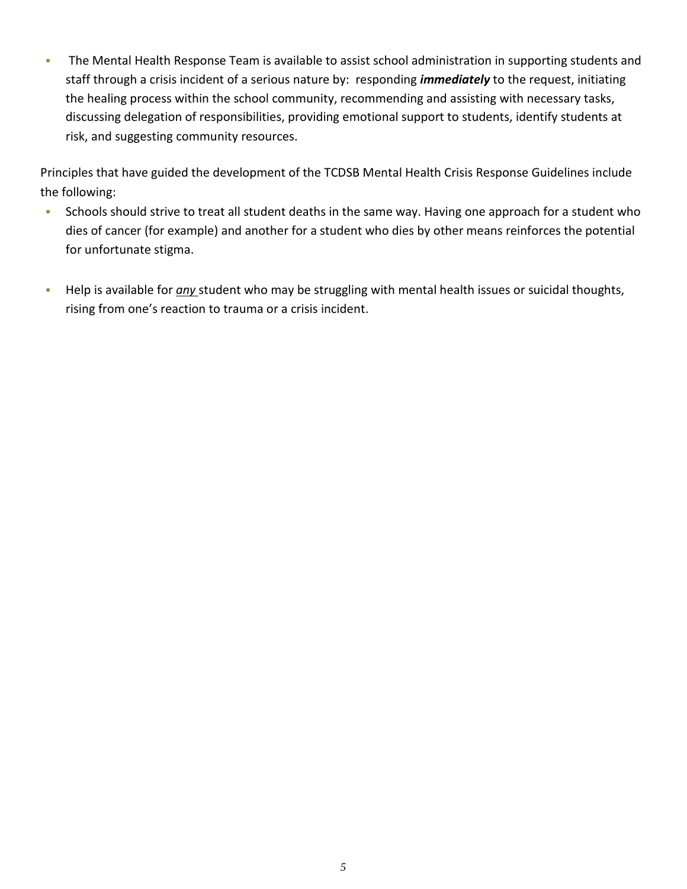- The Mental Health Response Team is available to assist school administration in supporting students and staff through a crisis incident of a serious nature by: responding ***immediately*** to the request, initiating the healing process within the school community, recommending and assisting with necessary tasks, discussing delegation of responsibilities, providing emotional support to students, identify students at risk, and suggesting community resources.

Principles that have guided the development of the TCDSB Mental Health Crisis Response Guidelines include the following:

- Schools should strive to treat all student deaths in the same way. Having one approach for a student who dies of cancer (for example) and another for a student who dies by other means reinforces the potential for unfortunate stigma.

- Help is available for *<u>any</u>* student who may be struggling with mental health issues or suicidal thoughts, rising from one's reaction to trauma or a crisis incident.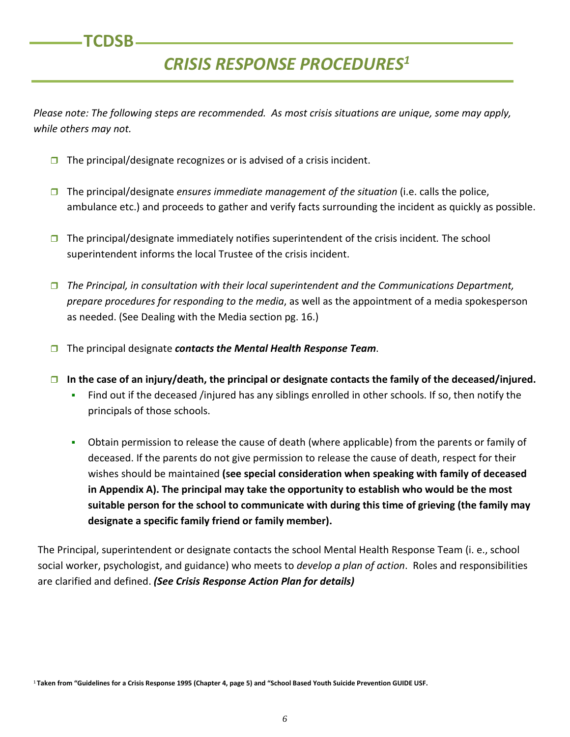# *CRISIS RESPONSE PROCEDURES*[1]

*Please note: The following steps are recommended. As most crisis situations are unique, some may apply, while others may not.*

- The principal/designate recognizes or is advised of a crisis incident.
- The principal/designate *ensures immediate management of the situation* (i.e. calls the police, ambulance etc.) and proceeds to gather and verify facts surrounding the incident as quickly as possible.
- The principal/designate immediately notifies superintendent of the crisis incident. The school superintendent informs the local Trustee of the crisis incident.
- *The Principal, in consultation with their local superintendent and the Communications Department, prepare procedures for responding to the media*, as well as the appointment of a media spokesperson as needed. (See Dealing with the Media section pg. 16.)
- The principal designate ***contacts the Mental Health Response Team***.
- **In the case of an injury/death, the principal or designate contacts the family of the deceased/injured.**
  - Find out if the deceased /injured has any siblings enrolled in other schools. If so, then notify the principals of those schools.
  - Obtain permission to release the cause of death (where applicable) from the parents or family of deceased. If the parents do not give permission to release the cause of death, respect for their wishes should be maintained **(see special consideration when speaking with family of deceased in Appendix A). The principal may take the opportunity to establish who would be the most suitable person for the school to communicate with during this time of grieving (the family may designate a specific family friend or family member).**

The Principal, superintendent or designate contacts the school Mental Health Response Team (i. e., school social worker, psychologist, and guidance) who meets to *develop a plan of action*. Roles and responsibilities are clarified and defined. ***(See Crisis Response Action Plan for details)***

[1] **Taken from "Guidelines for a Crisis Response 1995 (Chapter 4, page 5) and "School Based Youth Suicide Prevention GUIDE USF.**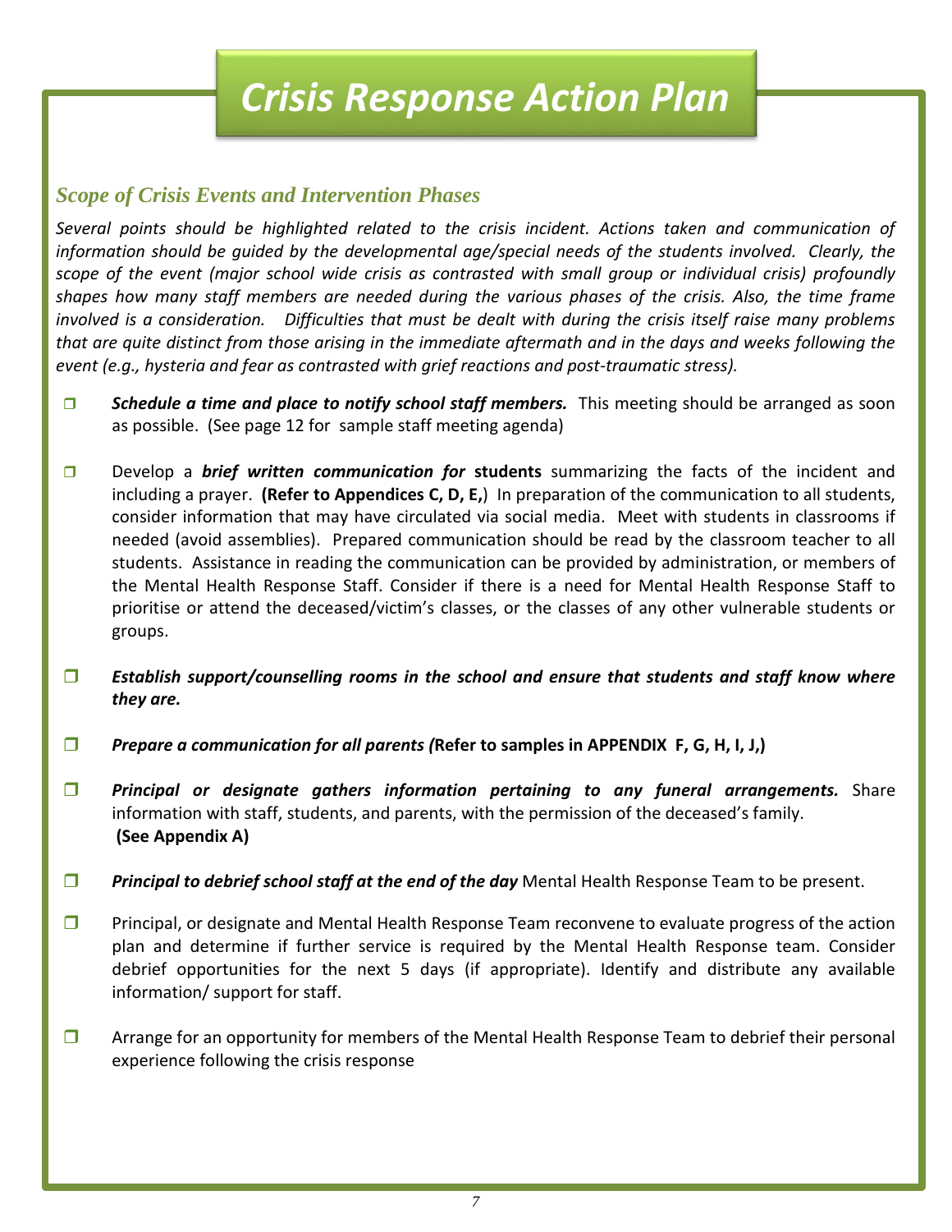# *Crisis Response Action Plan*

### *Scope of Crisis Events and Intervention Phases*

*Several points should be highlighted related to the crisis incident. Actions taken and communication of information should be guided by the developmental age/special needs of the students involved. Clearly, the scope of the event (major school wide crisis as contrasted with small group or individual crisis) profoundly shapes how many staff members are needed during the various phases of the crisis. Also, the time frame involved is a consideration. Difficulties that must be dealt with during the crisis itself raise many problems that are quite distinct from those arising in the immediate aftermath and in the days and weeks following the event (e.g., hysteria and fear as contrasted with grief reactions and post-traumatic stress).*

- ❒ ***Schedule a time and place to notify school staff members.*** This meeting should be arranged as soon as possible. (See page 12 for sample staff meeting agenda)

- ❒ Develop a ***brief written communication for*** **students** summarizing the facts of the incident and including a prayer. **(Refer to Appendices C, D, E,**) In preparation of the communication to all students, consider information that may have circulated via social media. Meet with students in classrooms if needed (avoid assemblies). Prepared communication should be read by the classroom teacher to all students. Assistance in reading the communication can be provided by administration, or members of the Mental Health Response Staff. Consider if there is a need for Mental Health Response Staff to prioritise or attend the deceased/victim's classes, or the classes of any other vulnerable students or groups.

- ❒ ***Establish support/counselling rooms in the school and ensure that students and staff know where they are.***

- ❒ ***Prepare a communication for all parents (*****Refer to samples in APPENDIX F, G, H, I, J,)**

- ❒ ***Principal or designate gathers information pertaining to any funeral arrangements.*** Share information with staff, students, and parents, with the permission of the deceased's family. **(See Appendix A)**

- ❒ ***Principal to debrief school staff at the end of the day*** Mental Health Response Team to be present.

- ❒ Principal, or designate and Mental Health Response Team reconvene to evaluate progress of the action plan and determine if further service is required by the Mental Health Response team. Consider debrief opportunities for the next 5 days (if appropriate). Identify and distribute any available information/ support for staff.

- ❒ Arrange for an opportunity for members of the Mental Health Response Team to debrief their personal experience following the crisis response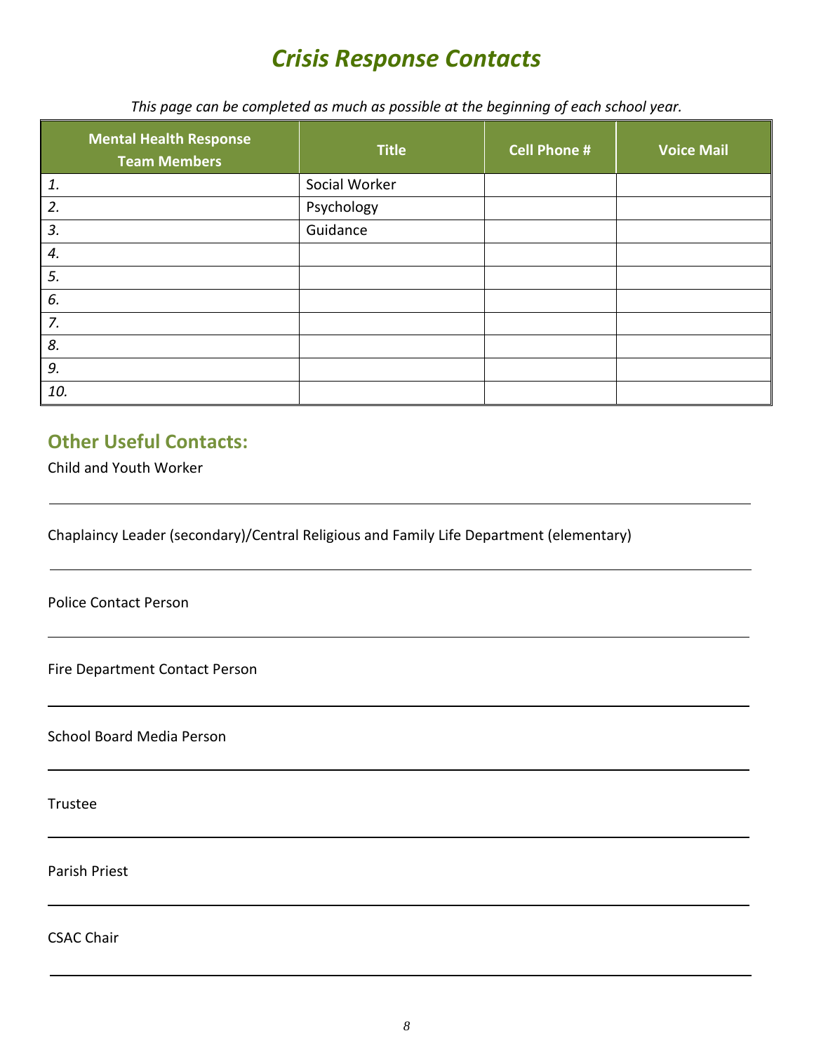# *Crisis Response Contacts*

*This page can be completed as much as possible at the beginning of each school year.*

| Mental Health Response Team Members | Title | Cell Phone # | Voice Mail |
|---|---|---|---|
| *1.* | Social Worker | | |
| *2.* | Psychology | | |
| *3.* | Guidance | | |
| *4.* | | | |
| *5.* | | | |
| *6.* | | | |
| *7.* | | | |
| *8.* | | | |
| *9.* | | | |
| *10.* | | | |

## Other Useful Contacts:

Child and Youth Worker

_______________________________________________

Chaplaincy Leader (secondary)/Central Religious and Family Life Department (elementary)

_______________________________________________

Police Contact Person

_______________________________________________

Fire Department Contact Person

_______________________________________________

School Board Media Person

_______________________________________________

Trustee

_______________________________________________

Parish Priest

_______________________________________________

CSAC Chair

_______________________________________________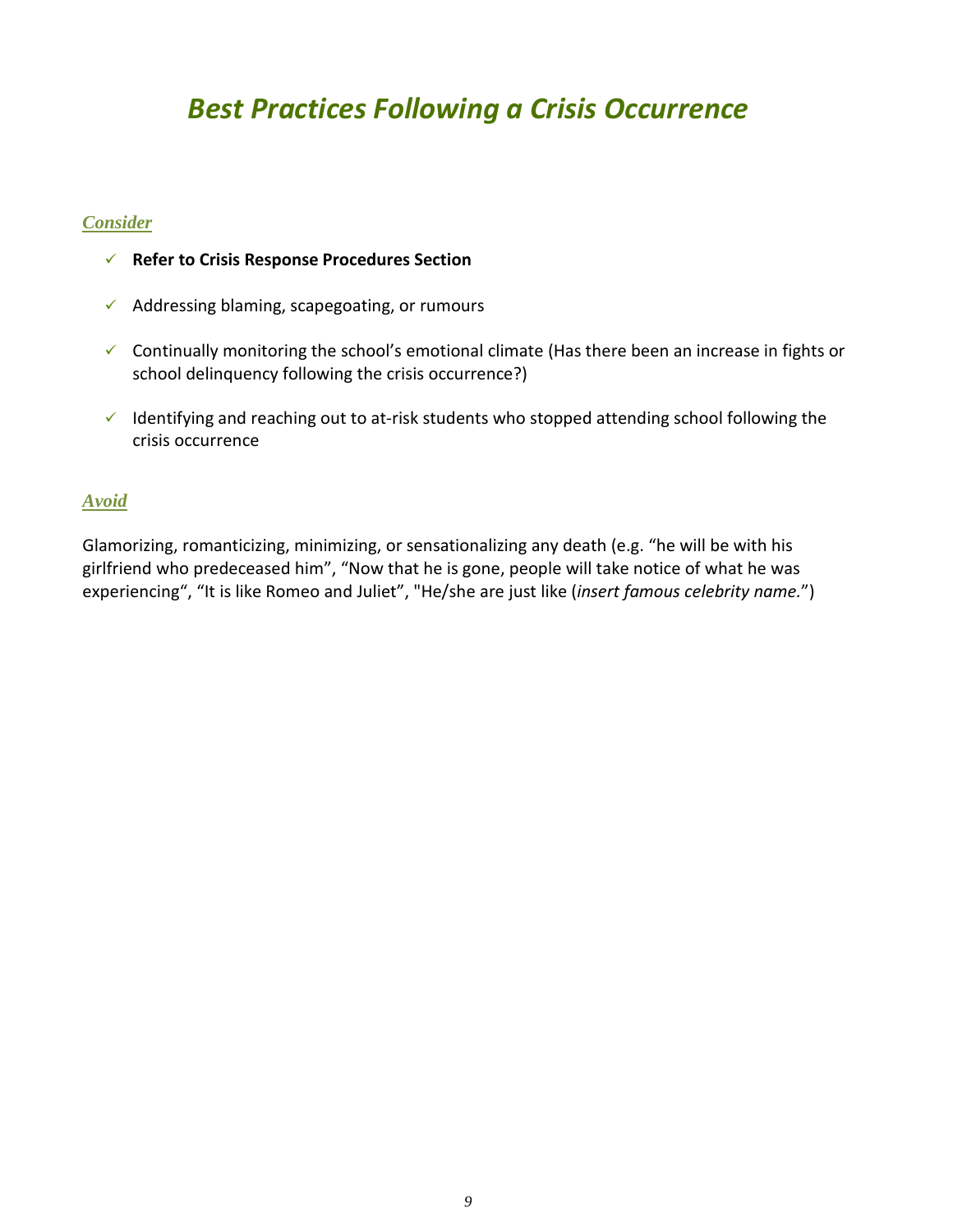# *Best Practices Following a Crisis Occurrence*

### *Consider*

- ✓ **Refer to Crisis Response Procedures Section**
- ✓ Addressing blaming, scapegoating, or rumours
- ✓ Continually monitoring the school's emotional climate (Has there been an increase in fights or school delinquency following the crisis occurrence?)
- ✓ Identifying and reaching out to at-risk students who stopped attending school following the crisis occurrence

### *Avoid*

Glamorizing, romanticizing, minimizing, or sensationalizing any death (e.g. "he will be with his girlfriend who predeceased him", "Now that he is gone, people will take notice of what he was experiencing", "It is like Romeo and Juliet", "He/she are just like (*insert famous celebrity name.*")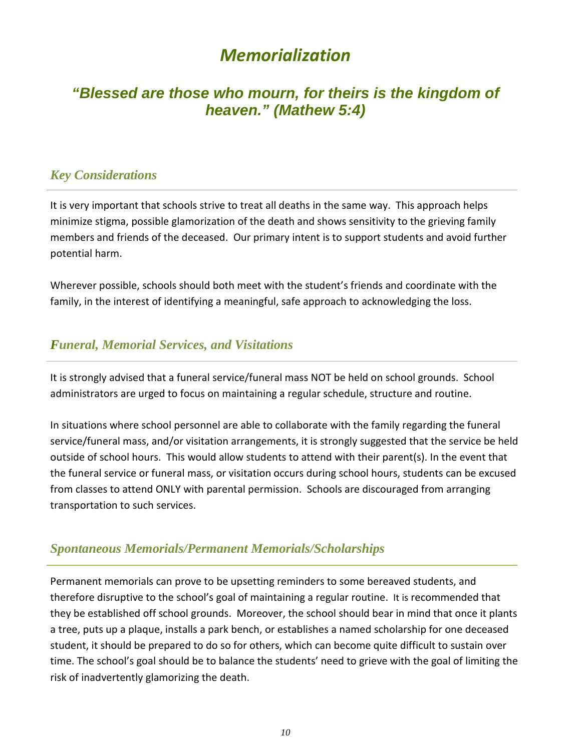# *Memorialization*

## *"Blessed are those who mourn, for theirs is the kingdom of heaven." (Mathew 5:4)*

### *Key Considerations*

It is very important that schools strive to treat all deaths in the same way. This approach helps minimize stigma, possible glamorization of the death and shows sensitivity to the grieving family members and friends of the deceased. Our primary intent is to support students and avoid further potential harm.

Wherever possible, schools should both meet with the student's friends and coordinate with the family, in the interest of identifying a meaningful, safe approach to acknowledging the loss.

### *Funeral, Memorial Services, and Visitations*

It is strongly advised that a funeral service/funeral mass NOT be held on school grounds. School administrators are urged to focus on maintaining a regular schedule, structure and routine.

In situations where school personnel are able to collaborate with the family regarding the funeral service/funeral mass, and/or visitation arrangements, it is strongly suggested that the service be held outside of school hours. This would allow students to attend with their parent(s). In the event that the funeral service or funeral mass, or visitation occurs during school hours, students can be excused from classes to attend ONLY with parental permission. Schools are discouraged from arranging transportation to such services.

### *Spontaneous Memorials/Permanent Memorials/Scholarships*

Permanent memorials can prove to be upsetting reminders to some bereaved students, and therefore disruptive to the school's goal of maintaining a regular routine. It is recommended that they be established off school grounds. Moreover, the school should bear in mind that once it plants a tree, puts up a plaque, installs a park bench, or establishes a named scholarship for one deceased student, it should be prepared to do so for others, which can become quite difficult to sustain over time. The school's goal should be to balance the students' need to grieve with the goal of limiting the risk of inadvertently glamorizing the death.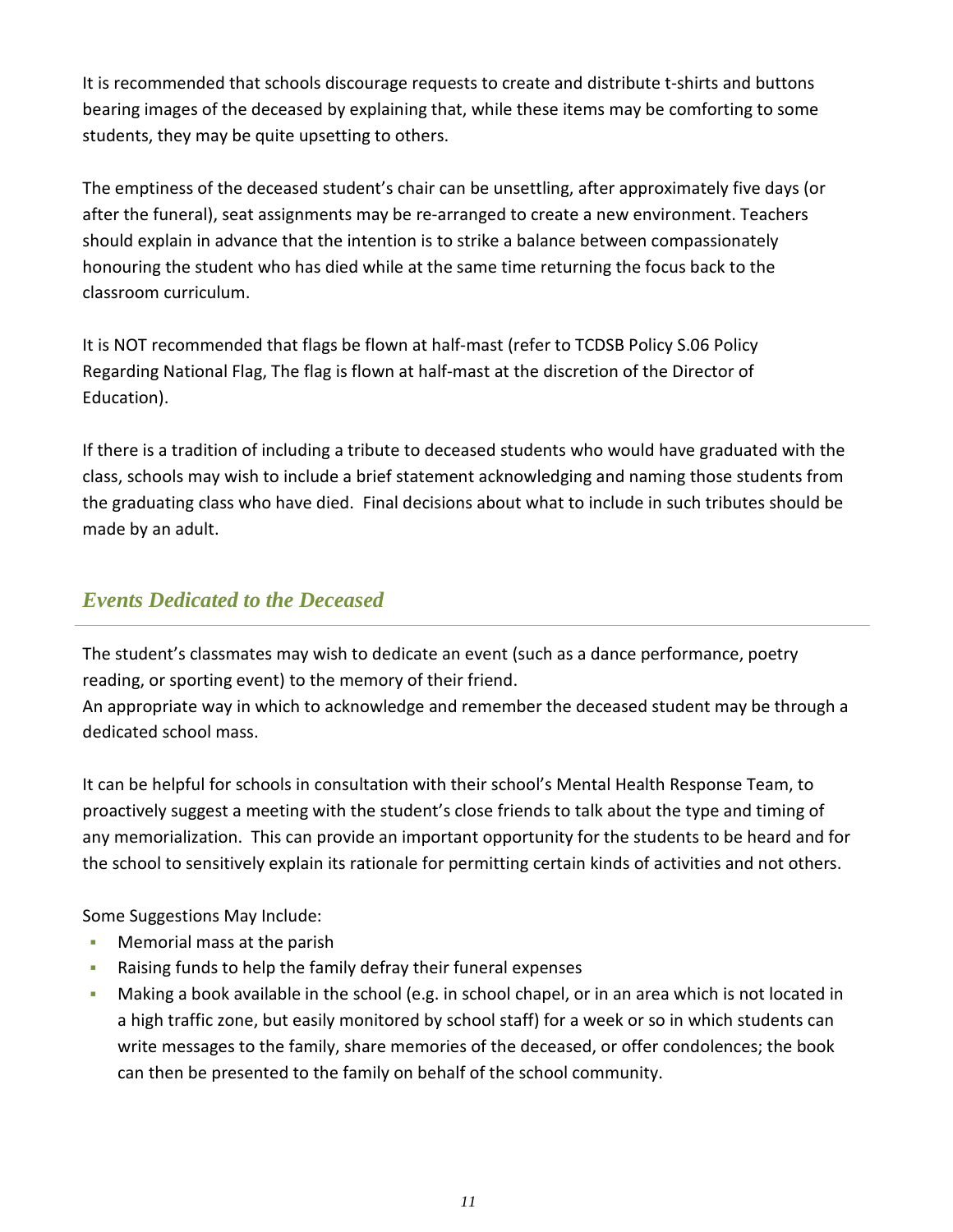It is recommended that schools discourage requests to create and distribute t-shirts and buttons bearing images of the deceased by explaining that, while these items may be comforting to some students, they may be quite upsetting to others.

The emptiness of the deceased student's chair can be unsettling, after approximately five days (or after the funeral), seat assignments may be re-arranged to create a new environment. Teachers should explain in advance that the intention is to strike a balance between compassionately honouring the student who has died while at the same time returning the focus back to the classroom curriculum.

It is NOT recommended that flags be flown at half-mast (refer to TCDSB Policy S.06 Policy Regarding National Flag, The flag is flown at half-mast at the discretion of the Director of Education).

If there is a tradition of including a tribute to deceased students who would have graduated with the class, schools may wish to include a brief statement acknowledging and naming those students from the graduating class who have died. Final decisions about what to include in such tributes should be made by an adult.

## *Events Dedicated to the Deceased*

The student's classmates may wish to dedicate an event (such as a dance performance, poetry reading, or sporting event) to the memory of their friend.
An appropriate way in which to acknowledge and remember the deceased student may be through a dedicated school mass.

It can be helpful for schools in consultation with their school's Mental Health Response Team, to proactively suggest a meeting with the student's close friends to talk about the type and timing of any memorialization. This can provide an important opportunity for the students to be heard and for the school to sensitively explain its rationale for permitting certain kinds of activities and not others.

Some Suggestions May Include:

- Memorial mass at the parish
- Raising funds to help the family defray their funeral expenses
- Making a book available in the school (e.g. in school chapel, or in an area which is not located in a high traffic zone, but easily monitored by school staff) for a week or so in which students can write messages to the family, share memories of the deceased, or offer condolences; the book can then be presented to the family on behalf of the school community.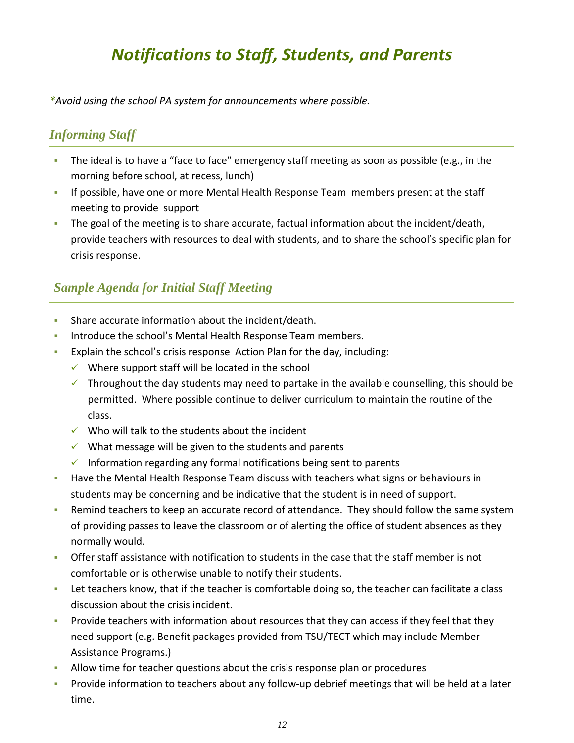# Notifications to Staff, Students, and Parents

*\*Avoid using the school PA system for announcements where possible.*

## Informing Staff

- The ideal is to have a "face to face" emergency staff meeting as soon as possible (e.g., in the morning before school, at recess, lunch)
- If possible, have one or more Mental Health Response Team members present at the staff meeting to provide support
- The goal of the meeting is to share accurate, factual information about the incident/death, provide teachers with resources to deal with students, and to share the school's specific plan for crisis response.

## Sample Agenda for Initial Staff Meeting

- Share accurate information about the incident/death.
- Introduce the school's Mental Health Response Team members.
- Explain the school's crisis response Action Plan for the day, including:
  - ✓ Where support staff will be located in the school
  - ✓ Throughout the day students may need to partake in the available counselling, this should be permitted. Where possible continue to deliver curriculum to maintain the routine of the class.
  - ✓ Who will talk to the students about the incident
  - ✓ What message will be given to the students and parents
  - ✓ Information regarding any formal notifications being sent to parents
- Have the Mental Health Response Team discuss with teachers what signs or behaviours in students may be concerning and be indicative that the student is in need of support.
- Remind teachers to keep an accurate record of attendance. They should follow the same system of providing passes to leave the classroom or of alerting the office of student absences as they normally would.
- Offer staff assistance with notification to students in the case that the staff member is not comfortable or is otherwise unable to notify their students.
- Let teachers know, that if the teacher is comfortable doing so, the teacher can facilitate a class discussion about the crisis incident.
- Provide teachers with information about resources that they can access if they feel that they need support (e.g. Benefit packages provided from TSU/TECT which may include Member Assistance Programs.)
- Allow time for teacher questions about the crisis response plan or procedures
- Provide information to teachers about any follow-up debrief meetings that will be held at a later time.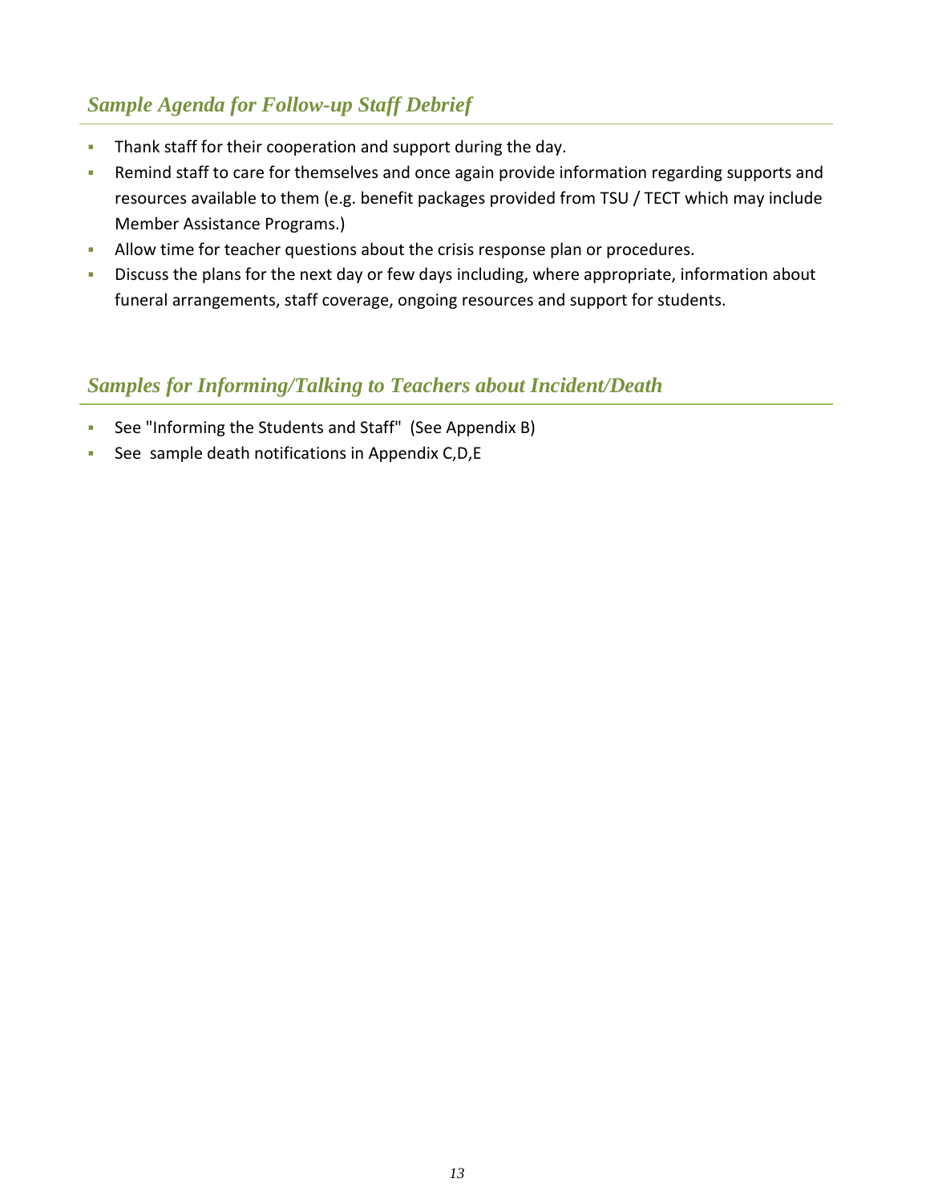## *Sample Agenda for Follow-up Staff Debrief*

- Thank staff for their cooperation and support during the day.
- Remind staff to care for themselves and once again provide information regarding supports and resources available to them (e.g. benefit packages provided from TSU / TECT which may include Member Assistance Programs.)
- Allow time for teacher questions about the crisis response plan or procedures.
- Discuss the plans for the next day or few days including, where appropriate, information about funeral arrangements, staff coverage, ongoing resources and support for students.

## *Samples for Informing/Talking to Teachers about Incident/Death*

- See "Informing the Students and Staff"  (See Appendix B)
- See  sample death notifications in Appendix C,D,E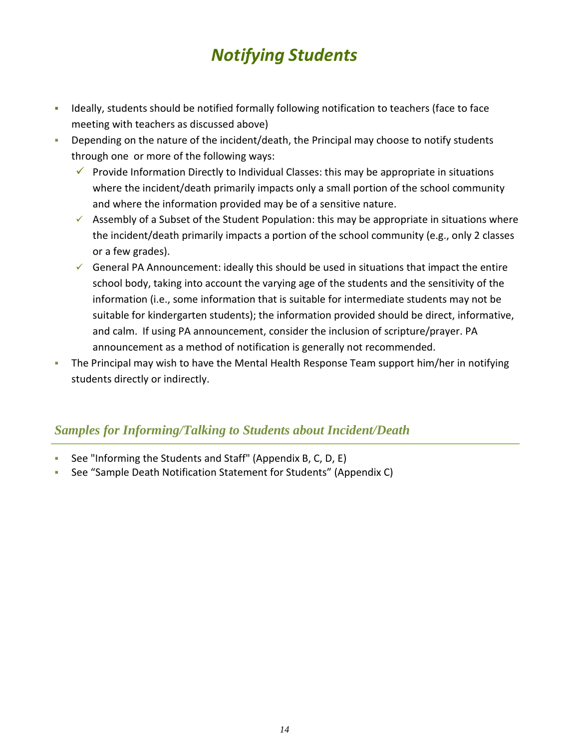# *Notifying Students*

- Ideally, students should be notified formally following notification to teachers (face to face meeting with teachers as discussed above)
- Depending on the nature of the incident/death, the Principal may choose to notify students through one or more of the following ways:
  - ✓ Provide Information Directly to Individual Classes: this may be appropriate in situations where the incident/death primarily impacts only a small portion of the school community and where the information provided may be of a sensitive nature.
  - ✓ Assembly of a Subset of the Student Population: this may be appropriate in situations where the incident/death primarily impacts a portion of the school community (e.g., only 2 classes or a few grades).
  - ✓ General PA Announcement: ideally this should be used in situations that impact the entire school body, taking into account the varying age of the students and the sensitivity of the information (i.e., some information that is suitable for intermediate students may not be suitable for kindergarten students); the information provided should be direct, informative, and calm. If using PA announcement, consider the inclusion of scripture/prayer. PA announcement as a method of notification is generally not recommended.
- The Principal may wish to have the Mental Health Response Team support him/her in notifying students directly or indirectly.

## *Samples for Informing/Talking to Students about Incident/Death*

- See "Informing the Students and Staff" (Appendix B, C, D, E)
- See "Sample Death Notification Statement for Students" (Appendix C)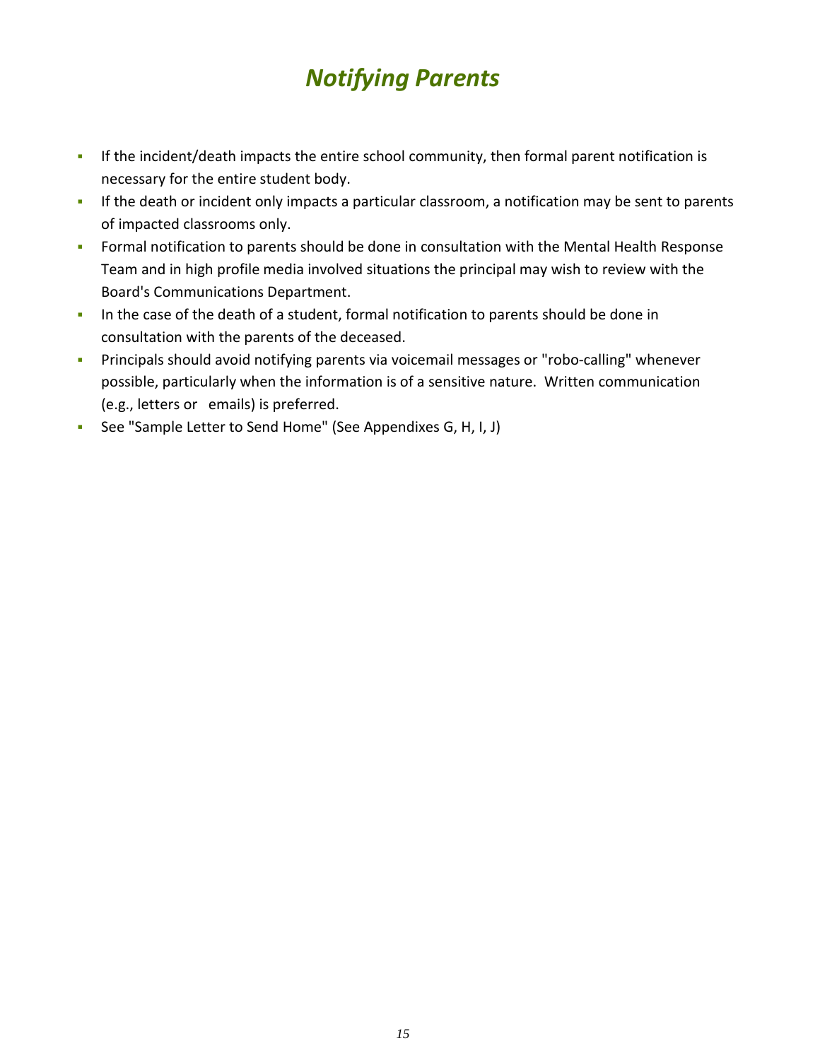# *Notifying Parents*

- If the incident/death impacts the entire school community, then formal parent notification is necessary for the entire student body.
- If the death or incident only impacts a particular classroom, a notification may be sent to parents of impacted classrooms only.
- Formal notification to parents should be done in consultation with the Mental Health Response Team and in high profile media involved situations the principal may wish to review with the Board's Communications Department.
- In the case of the death of a student, formal notification to parents should be done in consultation with the parents of the deceased.
- Principals should avoid notifying parents via voicemail messages or "robo-calling" whenever possible, particularly when the information is of a sensitive nature. Written communication (e.g., letters or emails) is preferred.
- See "Sample Letter to Send Home" (See Appendixes G, H, I, J)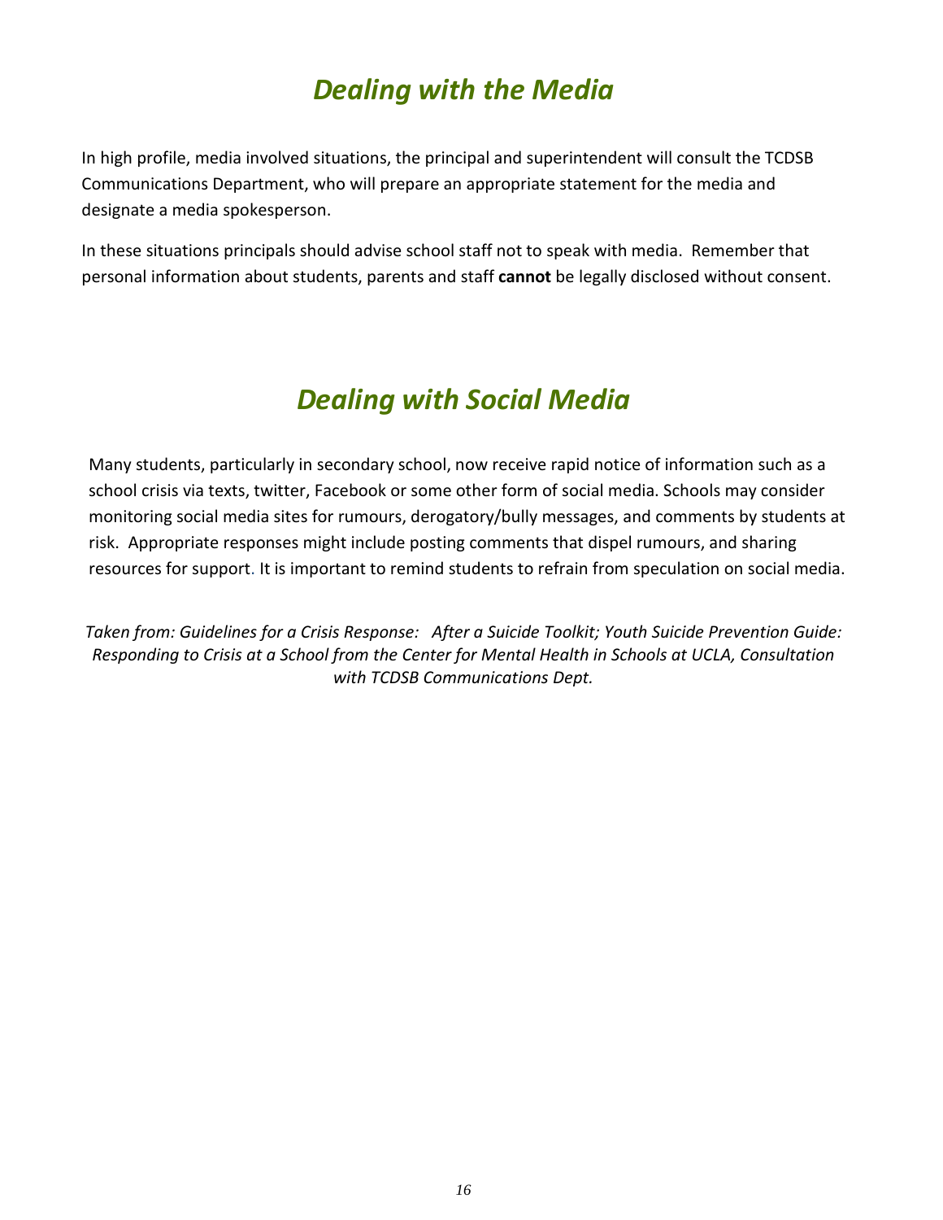# *Dealing with the Media*

In high profile, media involved situations, the principal and superintendent will consult the TCDSB Communications Department, who will prepare an appropriate statement for the media and designate a media spokesperson.

In these situations principals should advise school staff not to speak with media. Remember that personal information about students, parents and staff **cannot** be legally disclosed without consent.

# *Dealing with Social Media*

Many students, particularly in secondary school, now receive rapid notice of information such as a school crisis via texts, twitter, Facebook or some other form of social media. Schools may consider monitoring social media sites for rumours, derogatory/bully messages, and comments by students at risk. Appropriate responses might include posting comments that dispel rumours, and sharing resources for support. It is important to remind students to refrain from speculation on social media.

*Taken from: Guidelines for a Crisis Response: After a Suicide Toolkit; Youth Suicide Prevention Guide: Responding to Crisis at a School from the Center for Mental Health in Schools at UCLA, Consultation with TCDSB Communications Dept.*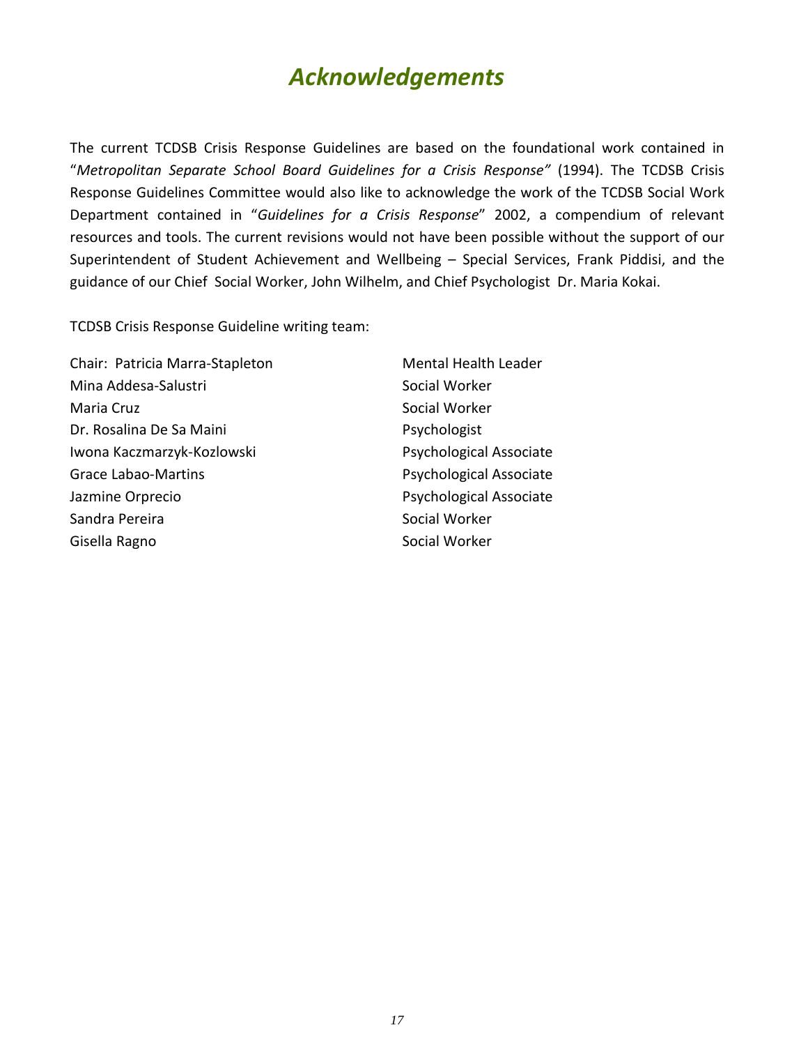# *Acknowledgements*

The current TCDSB Crisis Response Guidelines are based on the foundational work contained in "*Metropolitan Separate School Board Guidelines for a Crisis Response"* (1994). The TCDSB Crisis Response Guidelines Committee would also like to acknowledge the work of the TCDSB Social Work Department contained in "*Guidelines for a Crisis Response*" 2002, a compendium of relevant resources and tools. The current revisions would not have been possible without the support of our Superintendent of Student Achievement and Wellbeing – Special Services, Frank Piddisi, and the guidance of our Chief Social Worker, John Wilhelm, and Chief Psychologist Dr. Maria Kokai.

TCDSB Crisis Response Guideline writing team:

| | |
|---|---|
| Chair: Patricia Marra-Stapleton | Mental Health Leader |
| Mina Addesa-Salustri | Social Worker |
| Maria Cruz | Social Worker |
| Dr. Rosalina De Sa Maini | Psychologist |
| Iwona Kaczmarzyk-Kozlowski | Psychological Associate |
| Grace Labao-Martins | Psychological Associate |
| Jazmine Orprecio | Psychological Associate |
| Sandra Pereira | Social Worker |
| Gisella Ragno | Social Worker |